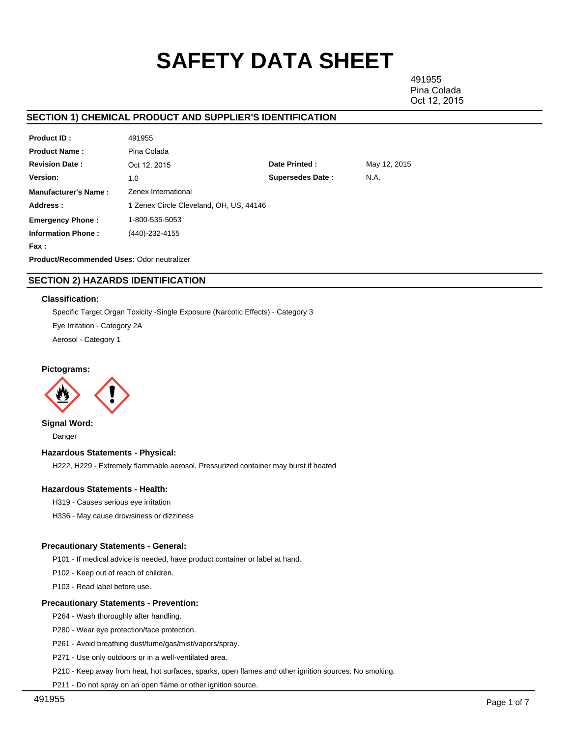# SAFETY DATA SHEET

491955
Pina Colada
Oct 12, 2015

## SECTION 1) CHEMICAL PRODUCT AND SUPPLIER'S IDENTIFICATION

| | | | |
|---|---|---|---|
| **Product ID :** | 491955 | | |
| **Product Name :** | Pina Colada | | |
| **Revision Date :** | Oct 12, 2015 | **Date Printed :** | May 12, 2015 |
| **Version:** | 1.0 | **Supersedes Date :** | N.A. |
| **Manufacturer's Name :** | Zenex International | | |
| **Address :** | 1 Zenex Circle Cleveland, OH, US, 44146 | | |
| **Emergency Phone :** | 1-800-535-5053 | | |
| **Information Phone :** | (440)-232-4155 | | |
| **Fax :** | | | |

**Product/Recommended Uses:** Odor neutralizer

## SECTION 2) HAZARDS IDENTIFICATION

### Classification:

Specific Target Organ Toxicity -Single Exposure (Narcotic Effects) - Category 3

Eye Irritation - Category 2A

Aerosol - Category 1

### Pictograms:

### Signal Word:

Danger

### Hazardous Statements - Physical:

H222, H229 - Extremely flammable aerosol, Pressurized container may burst if heated

### Hazardous Statements - Health:

H319 - Causes serious eye irritation

H336 - May cause drowsiness or dizziness

### Precautionary Statements - General:

P101 - If medical advice is needed, have product container or label at hand.

P102 - Keep out of reach of children.

P103 - Read label before use.

### Precautionary Statements - Prevention:

P264 - Wash thoroughly after handling.

P280 - Wear eye protection/face protection.

P261 - Avoid breathing dust/fume/gas/mist/vapors/spray.

P271 - Use only outdoors or in a well-ventilated area.

P210 - Keep away from heat, hot surfaces, sparks, open flames and other ignition sources. No smoking.

P211 - Do not spray on an open flame or other ignition source.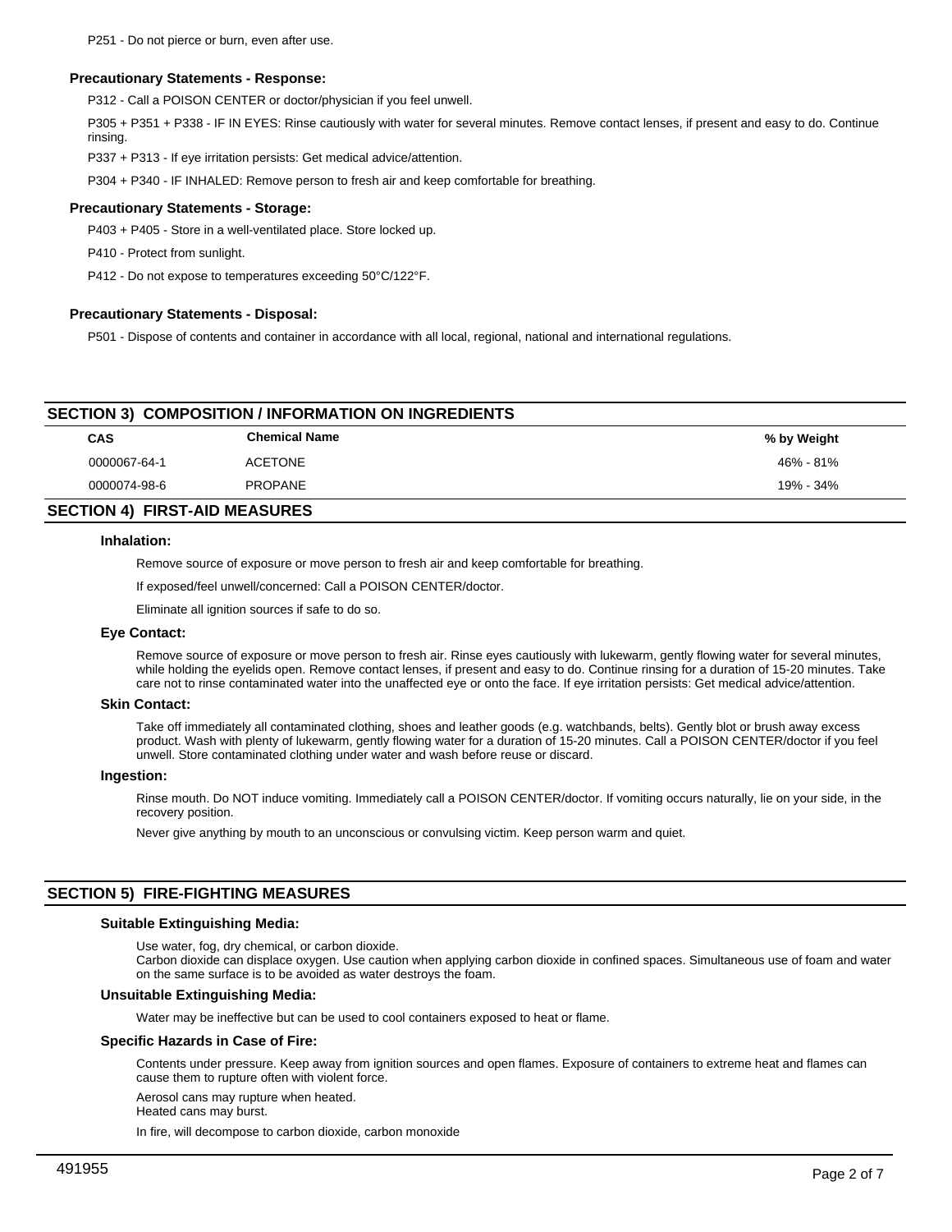P251 - Do not pierce or burn, even after use.

### Precautionary Statements - Response:

P312 - Call a POISON CENTER or doctor/physician if you feel unwell.

P305 + P351 + P338 - IF IN EYES: Rinse cautiously with water for several minutes. Remove contact lenses, if present and easy to do. Continue rinsing.

P337 + P313 - If eye irritation persists: Get medical advice/attention.

P304 + P340 - IF INHALED: Remove person to fresh air and keep comfortable for breathing.

### Precautionary Statements - Storage:

P403 + P405 - Store in a well-ventilated place. Store locked up.

P410 - Protect from sunlight.

P412 - Do not expose to temperatures exceeding 50°C/122°F.

### Precautionary Statements - Disposal:

P501 - Dispose of contents and container in accordance with all local, regional, national and international regulations.

## SECTION 3) COMPOSITION / INFORMATION ON INGREDIENTS

| CAS | Chemical Name | % by Weight |
|---|---|---|
| 0000067-64-1 | ACETONE | 46% - 81% |
| 0000074-98-6 | PROPANE | 19% - 34% |

## SECTION 4) FIRST-AID MEASURES

### Inhalation:

Remove source of exposure or move person to fresh air and keep comfortable for breathing.

If exposed/feel unwell/concerned: Call a POISON CENTER/doctor.

Eliminate all ignition sources if safe to do so.

### Eye Contact:

Remove source of exposure or move person to fresh air. Rinse eyes cautiously with lukewarm, gently flowing water for several minutes, while holding the eyelids open. Remove contact lenses, if present and easy to do. Continue rinsing for a duration of 15-20 minutes. Take care not to rinse contaminated water into the unaffected eye or onto the face. If eye irritation persists: Get medical advice/attention.

### Skin Contact:

Take off immediately all contaminated clothing, shoes and leather goods (e.g. watchbands, belts). Gently blot or brush away excess product. Wash with plenty of lukewarm, gently flowing water for a duration of 15-20 minutes. Call a POISON CENTER/doctor if you feel unwell. Store contaminated clothing under water and wash before reuse or discard.

### Ingestion:

Rinse mouth. Do NOT induce vomiting. Immediately call a POISON CENTER/doctor. If vomiting occurs naturally, lie on your side, in the recovery position.

Never give anything by mouth to an unconscious or convulsing victim. Keep person warm and quiet.

## SECTION 5) FIRE-FIGHTING MEASURES

### Suitable Extinguishing Media:

Use water, fog, dry chemical, or carbon dioxide.
Carbon dioxide can displace oxygen. Use caution when applying carbon dioxide in confined spaces. Simultaneous use of foam and water on the same surface is to be avoided as water destroys the foam.

### Unsuitable Extinguishing Media:

Water may be ineffective but can be used to cool containers exposed to heat or flame.

### Specific Hazards in Case of Fire:

Contents under pressure. Keep away from ignition sources and open flames. Exposure of containers to extreme heat and flames can cause them to rupture often with violent force.

Aerosol cans may rupture when heated.
Heated cans may burst.

In fire, will decompose to carbon dioxide, carbon monoxide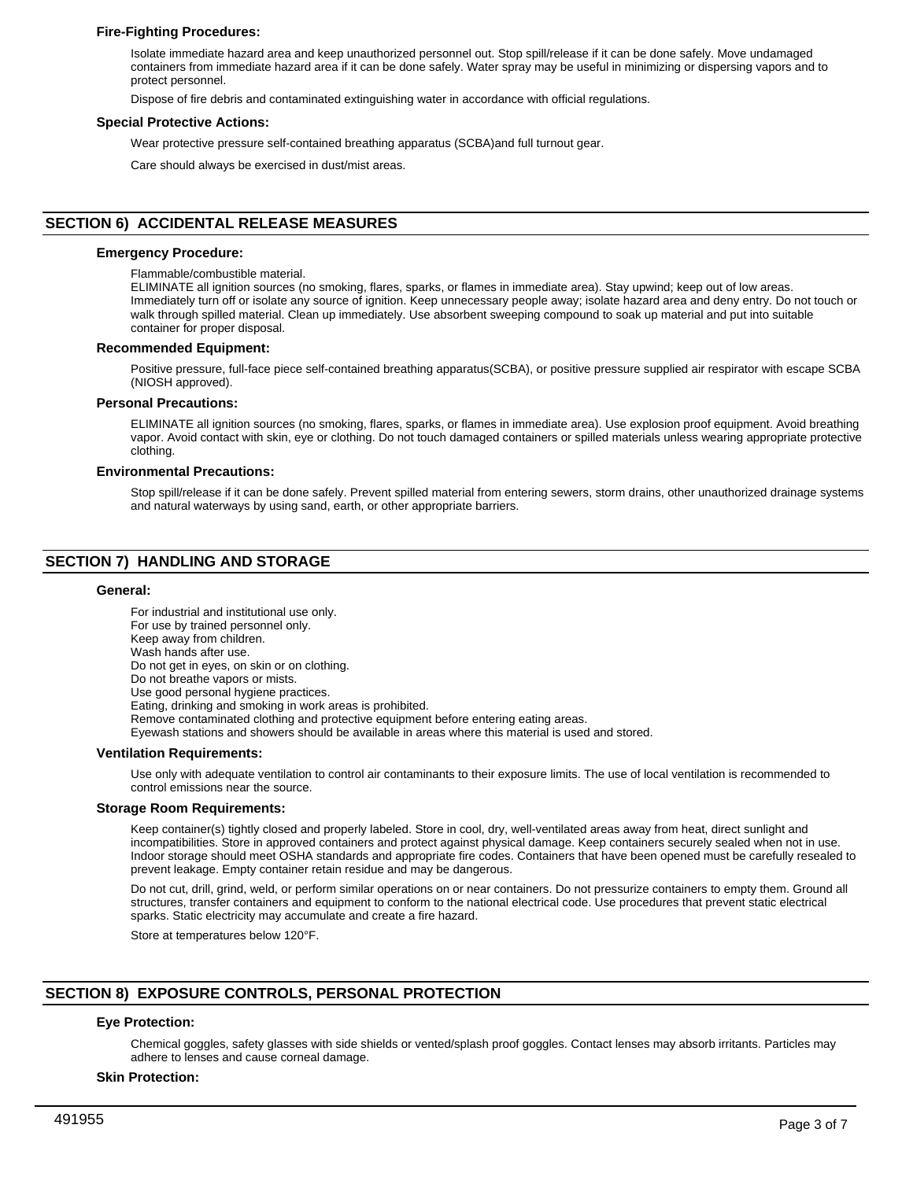### Fire-Fighting Procedures:

Isolate immediate hazard area and keep unauthorized personnel out. Stop spill/release if it can be done safely. Move undamaged containers from immediate hazard area if it can be done safely. Water spray may be useful in minimizing or dispersing vapors and to protect personnel.

Dispose of fire debris and contaminated extinguishing water in accordance with official regulations.

### Special Protective Actions:

Wear protective pressure self-contained breathing apparatus (SCBA)and full turnout gear.

Care should always be exercised in dust/mist areas.

## SECTION 6) ACCIDENTAL RELEASE MEASURES

### Emergency Procedure:

Flammable/combustible material.
ELIMINATE all ignition sources (no smoking, flares, sparks, or flames in immediate area). Stay upwind; keep out of low areas. Immediately turn off or isolate any source of ignition. Keep unnecessary people away; isolate hazard area and deny entry. Do not touch or walk through spilled material. Clean up immediately. Use absorbent sweeping compound to soak up material and put into suitable container for proper disposal.

### Recommended Equipment:

Positive pressure, full-face piece self-contained breathing apparatus(SCBA), or positive pressure supplied air respirator with escape SCBA (NIOSH approved).

### Personal Precautions:

ELIMINATE all ignition sources (no smoking, flares, sparks, or flames in immediate area). Use explosion proof equipment. Avoid breathing vapor. Avoid contact with skin, eye or clothing. Do not touch damaged containers or spilled materials unless wearing appropriate protective clothing.

### Environmental Precautions:

Stop spill/release if it can be done safely. Prevent spilled material from entering sewers, storm drains, other unauthorized drainage systems and natural waterways by using sand, earth, or other appropriate barriers.

## SECTION 7) HANDLING AND STORAGE

### General:

For industrial and institutional use only.
For use by trained personnel only.
Keep away from children.
Wash hands after use.
Do not get in eyes, on skin or on clothing.
Do not breathe vapors or mists.
Use good personal hygiene practices.
Eating, drinking and smoking in work areas is prohibited.
Remove contaminated clothing and protective equipment before entering eating areas.
Eyewash stations and showers should be available in areas where this material is used and stored.

### Ventilation Requirements:

Use only with adequate ventilation to control air contaminants to their exposure limits. The use of local ventilation is recommended to control emissions near the source.

### Storage Room Requirements:

Keep container(s) tightly closed and properly labeled. Store in cool, dry, well-ventilated areas away from heat, direct sunlight and incompatibilities. Store in approved containers and protect against physical damage. Keep containers securely sealed when not in use. Indoor storage should meet OSHA standards and appropriate fire codes. Containers that have been opened must be carefully resealed to prevent leakage. Empty container retain residue and may be dangerous.

Do not cut, drill, grind, weld, or perform similar operations on or near containers. Do not pressurize containers to empty them. Ground all structures, transfer containers and equipment to conform to the national electrical code. Use procedures that prevent static electrical sparks. Static electricity may accumulate and create a fire hazard.

Store at temperatures below 120°F.

## SECTION 8) EXPOSURE CONTROLS, PERSONAL PROTECTION

### Eye Protection:

Chemical goggles, safety glasses with side shields or vented/splash proof goggles. Contact lenses may absorb irritants. Particles may adhere to lenses and cause corneal damage.

### Skin Protection:

491955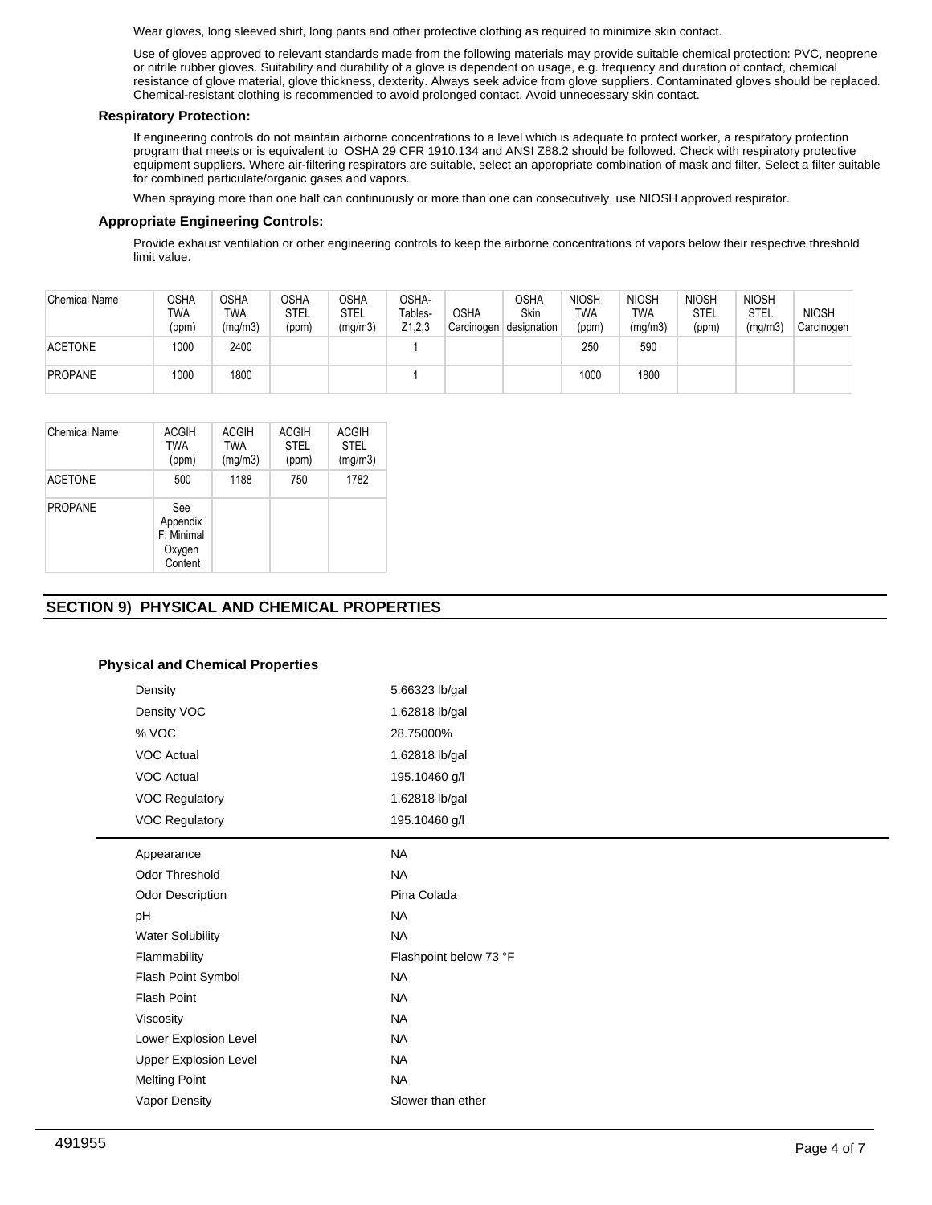Wear gloves, long sleeved shirt, long pants and other protective clothing as required to minimize skin contact.

Use of gloves approved to relevant standards made from the following materials may provide suitable chemical protection: PVC, neoprene or nitrile rubber gloves. Suitability and durability of a glove is dependent on usage, e.g. frequency and duration of contact, chemical resistance of glove material, glove thickness, dexterity. Always seek advice from glove suppliers. Contaminated gloves should be replaced. Chemical-resistant clothing is recommended to avoid prolonged contact. Avoid unnecessary skin contact.

**Respiratory Protection:**

If engineering controls do not maintain airborne concentrations to a level which is adequate to protect worker, a respiratory protection program that meets or is equivalent to OSHA 29 CFR 1910.134 and ANSI Z88.2 should be followed. Check with respiratory protective equipment suppliers. Where air-filtering respirators are suitable, select an appropriate combination of mask and filter. Select a filter suitable for combined particulate/organic gases and vapors.

When spraying more than one half can continuously or more than one can consecutively, use NIOSH approved respirator.

**Appropriate Engineering Controls:**

Provide exhaust ventilation or other engineering controls to keep the airborne concentrations of vapors below their respective threshold limit value.

| Chemical Name | OSHA TWA (ppm) | OSHA TWA (mg/m3) | OSHA STEL (ppm) | OSHA STEL (mg/m3) | OSHA- Tables- Z1,2,3 | OSHA Carcinogen | OSHA Skin designation | NIOSH TWA (ppm) | NIOSH TWA (mg/m3) | NIOSH STEL (ppm) | NIOSH STEL (mg/m3) | NIOSH Carcinogen |
|---|---|---|---|---|---|---|---|---|---|---|---|---|
| ACETONE | 1000 | 2400 | | | 1 | | | 250 | 590 | | | |
| PROPANE | 1000 | 1800 | | | 1 | | | 1000 | 1800 | | | |

| Chemical Name | ACGIH TWA (ppm) | ACGIH TWA (mg/m3) | ACGIH STEL (ppm) | ACGIH STEL (mg/m3) |
|---|---|---|---|---|
| ACETONE | 500 | 1188 | 750 | 1782 |
| PROPANE | See Appendix F: Minimal Oxygen Content | | | |

## SECTION 9) PHYSICAL AND CHEMICAL PROPERTIES

**Physical and Chemical Properties**

| | |
|---|---|
| Density | 5.66323 lb/gal |
| Density VOC | 1.62818 lb/gal |
| % VOC | 28.75000% |
| VOC Actual | 1.62818 lb/gal |
| VOC Actual | 195.10460 g/l |
| VOC Regulatory | 1.62818 lb/gal |
| VOC Regulatory | 195.10460 g/l |

| | |
|---|---|
| Appearance | NA |
| Odor Threshold | NA |
| Odor Description | Pina Colada |
| pH | NA |
| Water Solubility | NA |
| Flammability | Flashpoint below 73 °F |
| Flash Point Symbol | NA |
| Flash Point | NA |
| Viscosity | NA |
| Lower Explosion Level | NA |
| Upper Explosion Level | NA |
| Melting Point | NA |
| Vapor Density | Slower than ether |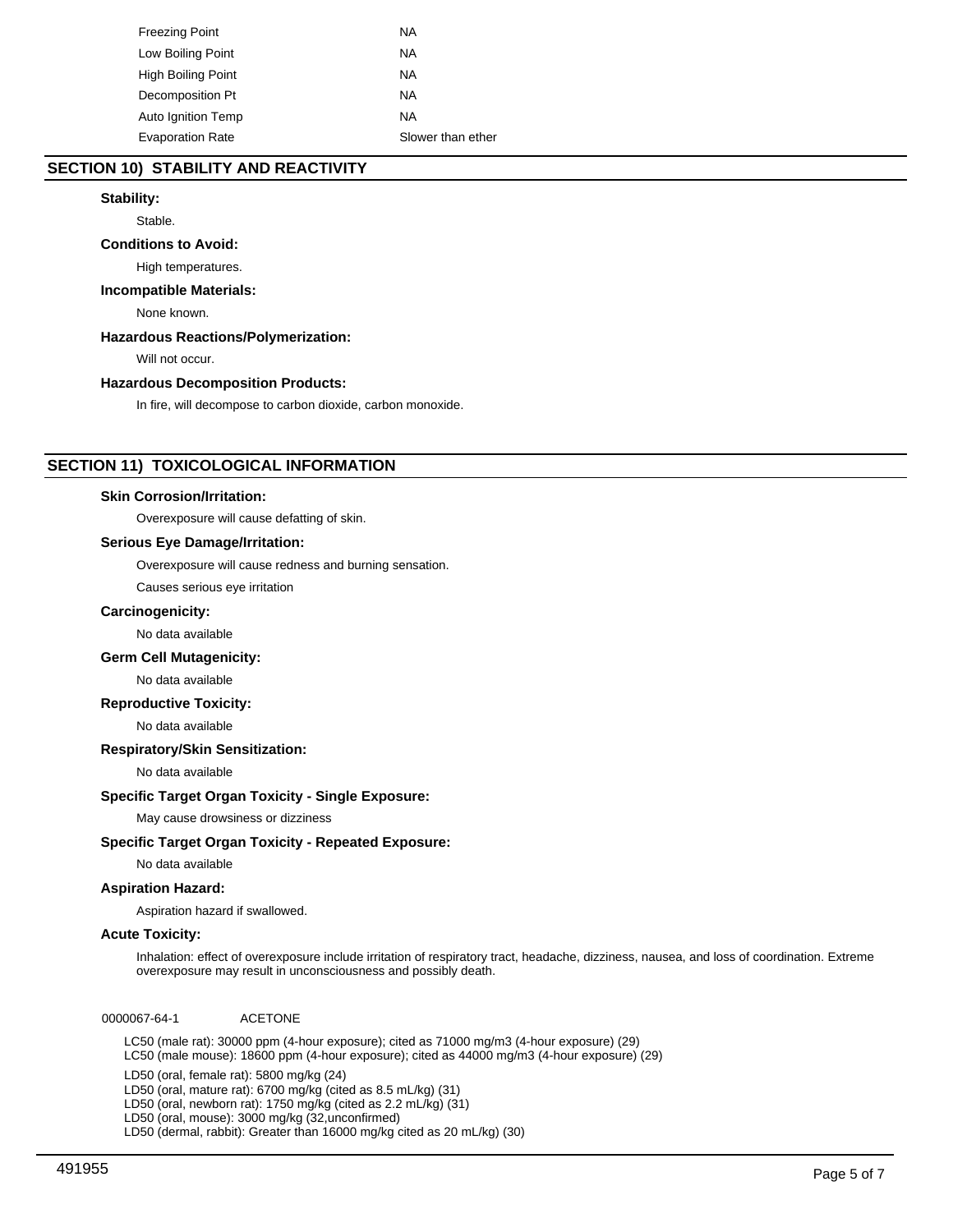| | |
|---|---|
| Freezing Point | NA |
| Low Boiling Point | NA |
| High Boiling Point | NA |
| Decomposition Pt | NA |
| Auto Ignition Temp | NA |
| Evaporation Rate | Slower than ether |

## SECTION 10) STABILITY AND REACTIVITY

**Stability:**

Stable.

**Conditions to Avoid:**

High temperatures.

**Incompatible Materials:**

None known.

**Hazardous Reactions/Polymerization:**

Will not occur.

**Hazardous Decomposition Products:**

In fire, will decompose to carbon dioxide, carbon monoxide.

## SECTION 11) TOXICOLOGICAL INFORMATION

**Skin Corrosion/Irritation:**

Overexposure will cause defatting of skin.

**Serious Eye Damage/Irritation:**

Overexposure will cause redness and burning sensation.

Causes serious eye irritation

**Carcinogenicity:**

No data available

**Germ Cell Mutagenicity:**

No data available

**Reproductive Toxicity:**

No data available

**Respiratory/Skin Sensitization:**

No data available

**Specific Target Organ Toxicity - Single Exposure:**

May cause drowsiness or dizziness

**Specific Target Organ Toxicity - Repeated Exposure:**

No data available

**Aspiration Hazard:**

Aspiration hazard if swallowed.

**Acute Toxicity:**

Inhalation: effect of overexposure include irritation of respiratory tract, headache, dizziness, nausea, and loss of coordination. Extreme overexposure may result in unconsciousness and possibly death.

0000067-64-1 ACETONE

LC50 (male rat): 30000 ppm (4-hour exposure); cited as 71000 mg/m3 (4-hour exposure) (29)
LC50 (male mouse): 18600 ppm (4-hour exposure); cited as 44000 mg/m3 (4-hour exposure) (29)

LD50 (oral, female rat): 5800 mg/kg (24)
LD50 (oral, mature rat): 6700 mg/kg (cited as 8.5 mL/kg) (31)
LD50 (oral, newborn rat): 1750 mg/kg (cited as 2.2 mL/kg) (31)
LD50 (oral, mouse): 3000 mg/kg (32,unconfirmed)
LD50 (dermal, rabbit): Greater than 16000 mg/kg cited as 20 mL/kg) (30)

491955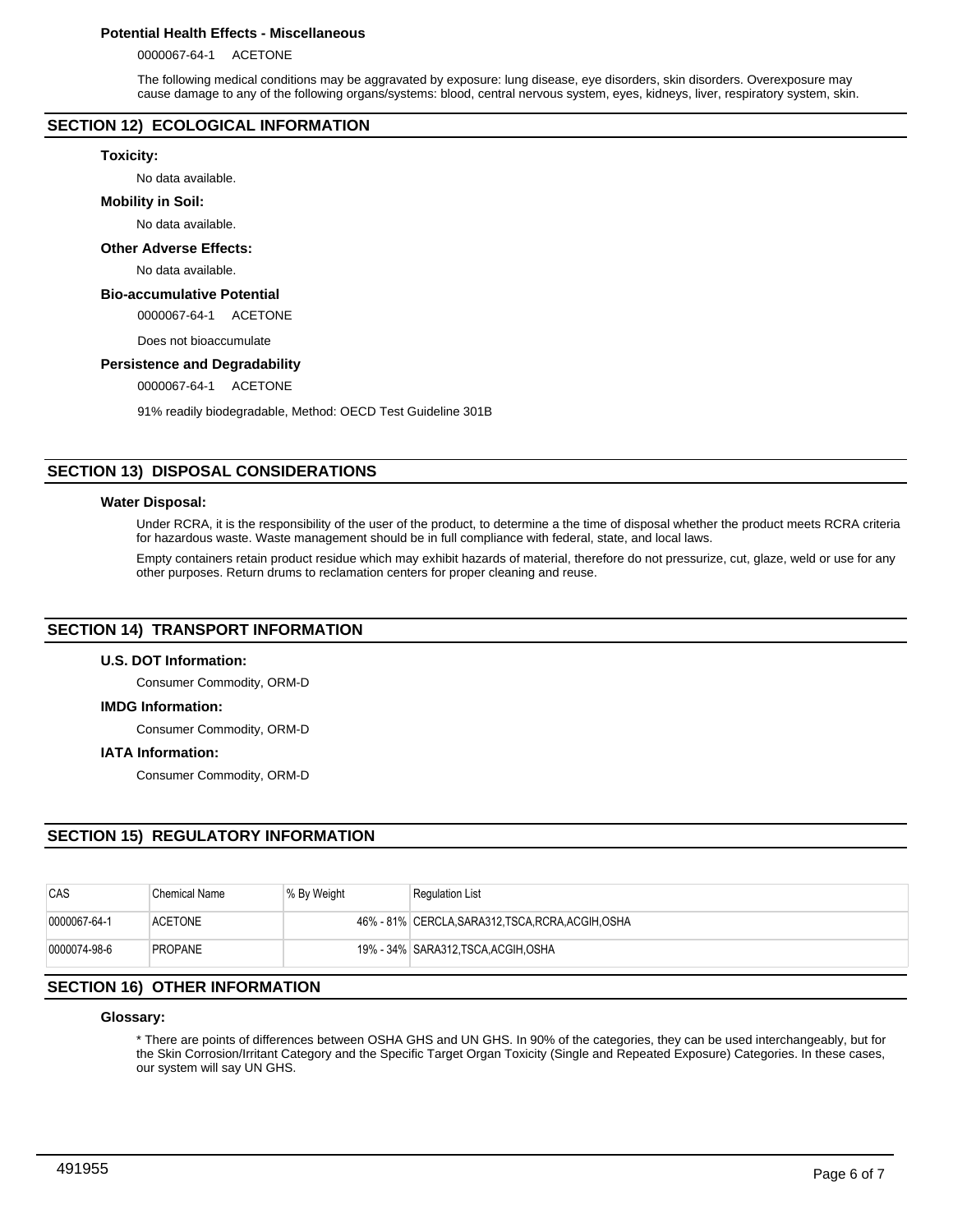### Potential Health Effects - Miscellaneous

0000067-64-1 ACETONE

The following medical conditions may be aggravated by exposure: lung disease, eye disorders, skin disorders. Overexposure may cause damage to any of the following organs/systems: blood, central nervous system, eyes, kidneys, liver, respiratory system, skin.

## SECTION 12) ECOLOGICAL INFORMATION

### Toxicity:

No data available.

### Mobility in Soil:

No data available.

### Other Adverse Effects:

No data available.

### Bio-accumulative Potential

0000067-64-1 ACETONE

Does not bioaccumulate

### Persistence and Degradability

0000067-64-1 ACETONE

91% readily biodegradable, Method: OECD Test Guideline 301B

## SECTION 13) DISPOSAL CONSIDERATIONS

### Water Disposal:

Under RCRA, it is the responsibility of the user of the product, to determine a the time of disposal whether the product meets RCRA criteria for hazardous waste. Waste management should be in full compliance with federal, state, and local laws.

Empty containers retain product residue which may exhibit hazards of material, therefore do not pressurize, cut, glaze, weld or use for any other purposes. Return drums to reclamation centers for proper cleaning and reuse.

## SECTION 14) TRANSPORT INFORMATION

### U.S. DOT Information:

Consumer Commodity, ORM-D

### IMDG Information:

Consumer Commodity, ORM-D

### IATA Information:

Consumer Commodity, ORM-D

## SECTION 15) REGULATORY INFORMATION

| CAS | Chemical Name | % By Weight | Regulation List |
|---|---|---|---|
| 0000067-64-1 | ACETONE | 46% - 81% | CERCLA,SARA312,TSCA,RCRA,ACGIH,OSHA |
| 0000074-98-6 | PROPANE | 19% - 34% | SARA312,TSCA,ACGIH,OSHA |

## SECTION 16) OTHER INFORMATION

### Glossary:

* There are points of differences between OSHA GHS and UN GHS. In 90% of the categories, they can be used interchangeably, but for the Skin Corrosion/Irritant Category and the Specific Target Organ Toxicity (Single and Repeated Exposure) Categories. In these cases, our system will say UN GHS.

491955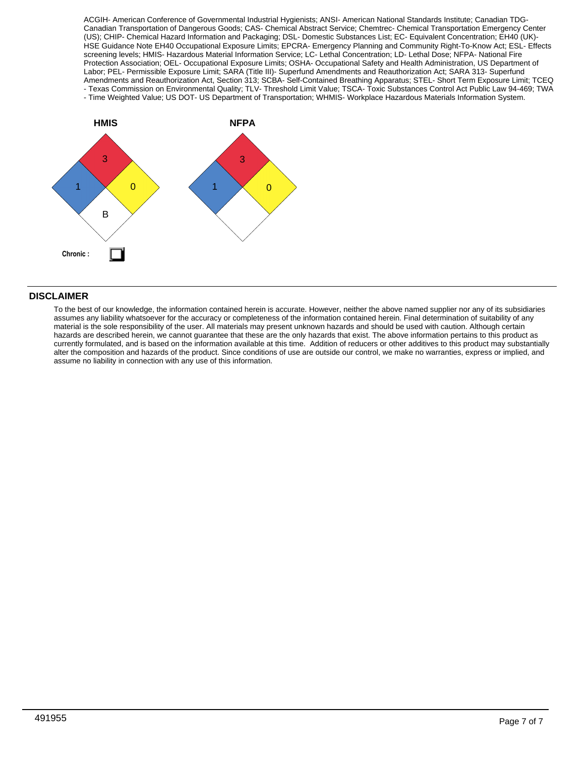ACGIH- American Conference of Governmental Industrial Hygienists; ANSI- American National Standards Institute; Canadian TDG- Canadian Transportation of Dangerous Goods; CAS- Chemical Abstract Service; Chemtrec- Chemical Transportation Emergency Center (US); CHIP- Chemical Hazard Information and Packaging; DSL- Domestic Substances List; EC- Equivalent Concentration; EH40 (UK)- HSE Guidance Note EH40 Occupational Exposure Limits; EPCRA- Emergency Planning and Community Right-To-Know Act; ESL- Effects screening levels; HMIS- Hazardous Material Information Service; LC- Lethal Concentration; LD- Lethal Dose; NFPA- National Fire Protection Association; OEL- Occupational Exposure Limits; OSHA- Occupational Safety and Health Administration, US Department of Labor; PEL- Permissible Exposure Limit; SARA (Title III)- Superfund Amendments and Reauthorization Act; SARA 313- Superfund Amendments and Reauthorization Act, Section 313; SCBA- Self-Contained Breathing Apparatus; STEL- Short Term Exposure Limit; TCEQ - Texas Commission on Environmental Quality; TLV- Threshold Limit Value; TSCA- Toxic Substances Control Act Public Law 94-469; TWA - Time Weighted Value; US DOT- US Department of Transportation; WHMIS- Workplace Hazardous Materials Information System.

**HMIS**

3

1 0

B

Chronic :

**NFPA**

3

1 0

## DISCLAIMER

To the best of our knowledge, the information contained herein is accurate. However, neither the above named supplier nor any of its subsidiaries assumes any liability whatsoever for the accuracy or completeness of the information contained herein. Final determination of suitability of any material is the sole responsibility of the user. All materials may present unknown hazards and should be used with caution. Although certain hazards are described herein, we cannot guarantee that these are the only hazards that exist. The above information pertains to this product as currently formulated, and is based on the information available at this time. Addition of reducers or other additives to this product may substantially alter the composition and hazards of the product. Since conditions of use are outside our control, we make no warranties, express or implied, and assume no liability in connection with any use of this information.

491955